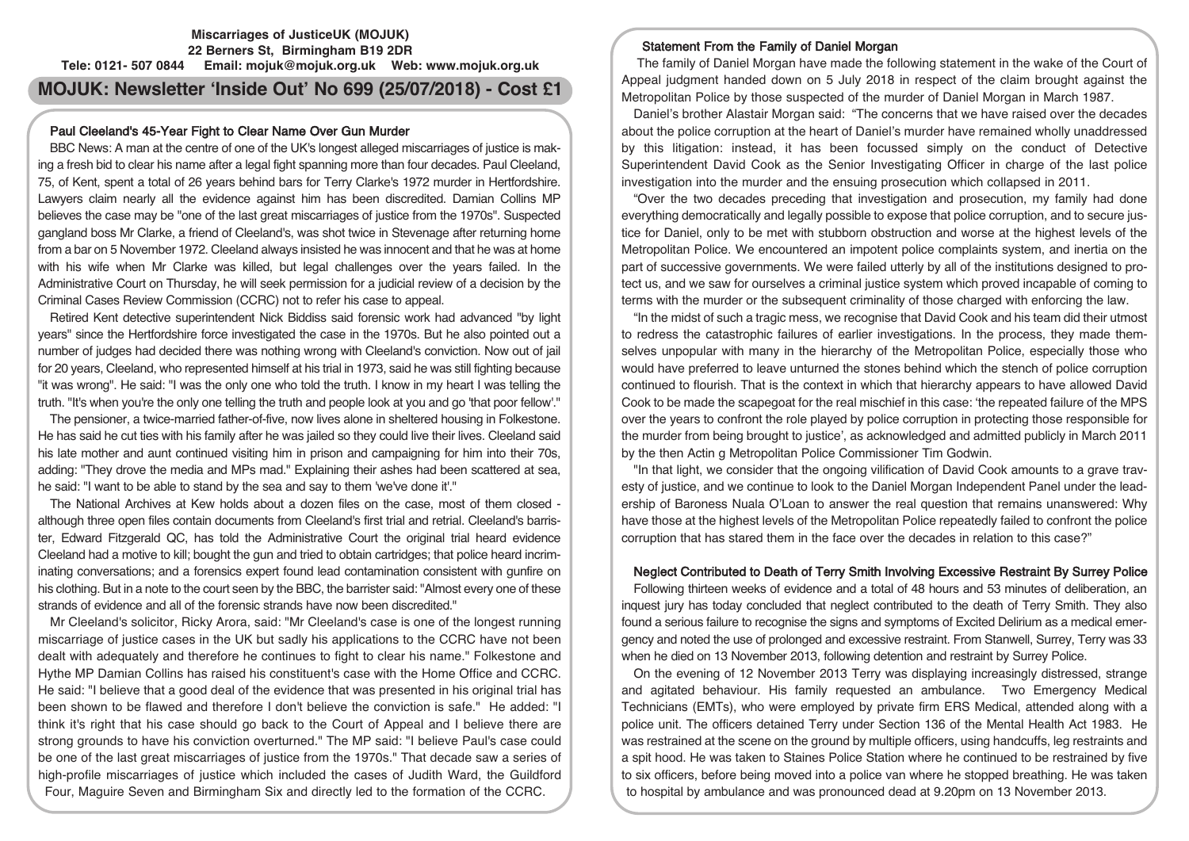**Miscarriages of JusticeUK (MOJUK)**
**22 Berners St, Birmingham B19 2DR**
**Tele: 0121- 507 0844 Email: mojuk@mojuk.org.uk Web: www.mojuk.org.uk**

# MOJUK: Newsletter 'Inside Out' No 699 (25/07/2018) - Cost £1

## Paul Cleeland's 45-Year Fight to Clear Name Over Gun Murder

BBC News: A man at the centre of one of the UK's longest alleged miscarriages of justice is making a fresh bid to clear his name after a legal fight spanning more than four decades. Paul Cleeland, 75, of Kent, spent a total of 26 years behind bars for Terry Clarke's 1972 murder in Hertfordshire. Lawyers claim nearly all the evidence against him has been discredited. Damian Collins MP believes the case may be "one of the last great miscarriages of justice from the 1970s". Suspected gangland boss Mr Clarke, a friend of Cleeland's, was shot twice in Stevenage after returning home from a bar on 5 November 1972. Cleeland always insisted he was innocent and that he was at home with his wife when Mr Clarke was killed, but legal challenges over the years failed. In the Administrative Court on Thursday, he will seek permission for a judicial review of a decision by the Criminal Cases Review Commission (CCRC) not to refer his case to appeal.

Retired Kent detective superintendent Nick Biddiss said forensic work had advanced "by light years" since the Hertfordshire force investigated the case in the 1970s. But he also pointed out a number of judges had decided there was nothing wrong with Cleeland's conviction. Now out of jail for 20 years, Cleeland, who represented himself at his trial in 1973, said he was still fighting because "it was wrong". He said: "I was the only one who told the truth. I know in my heart I was telling the truth. "It's when you're the only one telling the truth and people look at you and go 'that poor fellow'."

The pensioner, a twice-married father-of-five, now lives alone in sheltered housing in Folkestone. He has said he cut ties with his family after he was jailed so they could live their lives. Cleeland said his late mother and aunt continued visiting him in prison and campaigning for him into their 70s, adding: "They drove the media and MPs mad." Explaining their ashes had been scattered at sea, he said: "I want to be able to stand by the sea and say to them 'we've done it'."

The National Archives at Kew holds about a dozen files on the case, most of them closed - although three open files contain documents from Cleeland's first trial and retrial. Cleeland's barrister, Edward Fitzgerald QC, has told the Administrative Court the original trial heard evidence Cleeland had a motive to kill; bought the gun and tried to obtain cartridges; that police heard incriminating conversations; and a forensics expert found lead contamination consistent with gunfire on his clothing. But in a note to the court seen by the BBC, the barrister said: "Almost every one of these strands of evidence and all of the forensic strands have now been discredited."

Mr Cleeland's solicitor, Ricky Arora, said: "Mr Cleeland's case is one of the longest running miscarriage of justice cases in the UK but sadly his applications to the CCRC have not been dealt with adequately and therefore he continues to fight to clear his name." Folkestone and Hythe MP Damian Collins has raised his constituent's case with the Home Office and CCRC. He said: "I believe that a good deal of the evidence that was presented in his original trial has been shown to be flawed and therefore I don't believe the conviction is safe." He added: "I think it's right that his case should go back to the Court of Appeal and I believe there are strong grounds to have his conviction overturned." The MP said: "I believe Paul's case could be one of the last great miscarriages of justice from the 1970s." That decade saw a series of high-profile miscarriages of justice which included the cases of Judith Ward, the Guildford Four, Maguire Seven and Birmingham Six and directly led to the formation of the CCRC.

## Statement From the Family of Daniel Morgan

The family of Daniel Morgan have made the following statement in the wake of the Court of Appeal judgment handed down on 5 July 2018 in respect of the claim brought against the Metropolitan Police by those suspected of the murder of Daniel Morgan in March 1987.

Daniel's brother Alastair Morgan said: "The concerns that we have raised over the decades about the police corruption at the heart of Daniel's murder have remained wholly unaddressed by this litigation: instead, it has been focussed simply on the conduct of Detective Superintendent David Cook as the Senior Investigating Officer in charge of the last police investigation into the murder and the ensuing prosecution which collapsed in 2011.

"Over the two decades preceding that investigation and prosecution, my family had done everything democratically and legally possible to expose that police corruption, and to secure justice for Daniel, only to be met with stubborn obstruction and worse at the highest levels of the Metropolitan Police. We encountered an impotent police complaints system, and inertia on the part of successive governments. We were failed utterly by all of the institutions designed to protect us, and we saw for ourselves a criminal justice system which proved incapable of coming to terms with the murder or the subsequent criminality of those charged with enforcing the law.

"In the midst of such a tragic mess, we recognise that David Cook and his team did their utmost to redress the catastrophic failures of earlier investigations. In the process, they made themselves unpopular with many in the hierarchy of the Metropolitan Police, especially those who would have preferred to leave unturned the stones behind which the stench of police corruption continued to flourish. That is the context in which that hierarchy appears to have allowed David Cook to be made the scapegoat for the real mischief in this case: 'the repeated failure of the MPS over the years to confront the role played by police corruption in protecting those responsible for the murder from being brought to justice', as acknowledged and admitted publicly in March 2011 by the then Actin g Metropolitan Police Commissioner Tim Godwin.

"In that light, we consider that the ongoing vilification of David Cook amounts to a grave travesty of justice, and we continue to look to the Daniel Morgan Independent Panel under the leadership of Baroness Nuala O'Loan to answer the real question that remains unanswered: Why have those at the highest levels of the Metropolitan Police repeatedly failed to confront the police corruption that has stared them in the face over the decades in relation to this case?"

## Neglect Contributed to Death of Terry Smith Involving Excessive Restraint By Surrey Police

Following thirteen weeks of evidence and a total of 48 hours and 53 minutes of deliberation, an inquest jury has today concluded that neglect contributed to the death of Terry Smith. They also found a serious failure to recognise the signs and symptoms of Excited Delirium as a medical emergency and noted the use of prolonged and excessive restraint. From Stanwell, Surrey, Terry was 33 when he died on 13 November 2013, following detention and restraint by Surrey Police.

On the evening of 12 November 2013 Terry was displaying increasingly distressed, strange and agitated behaviour. His family requested an ambulance. Two Emergency Medical Technicians (EMTs), who were employed by private firm ERS Medical, attended along with a police unit. The officers detained Terry under Section 136 of the Mental Health Act 1983. He was restrained at the scene on the ground by multiple officers, using handcuffs, leg restraints and a spit hood. He was taken to Staines Police Station where he continued to be restrained by five to six officers, before being moved into a police van where he stopped breathing. He was taken to hospital by ambulance and was pronounced dead at 9.20pm on 13 November 2013.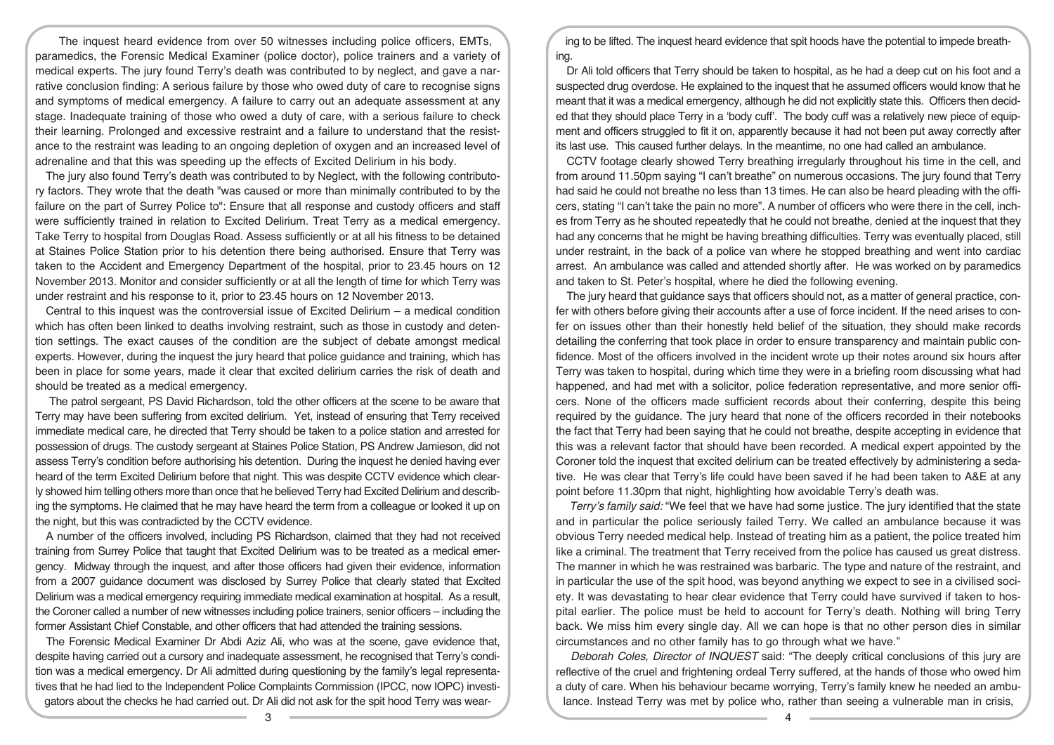The inquest heard evidence from over 50 witnesses including police officers, EMTs, paramedics, the Forensic Medical Examiner (police doctor), police trainers and a variety of medical experts. The jury found Terry's death was contributed to by neglect, and gave a narrative conclusion finding: A serious failure by those who owed duty of care to recognise signs and symptoms of medical emergency. A failure to carry out an adequate assessment at any stage. Inadequate training of those who owed a duty of care, with a serious failure to check their learning. Prolonged and excessive restraint and a failure to understand that the resistance to the restraint was leading to an ongoing depletion of oxygen and an increased level of adrenaline and that this was speeding up the effects of Excited Delirium in his body.

The jury also found Terry's death was contributed to by Neglect, with the following contributory factors. They wrote that the death "was caused or more than minimally contributed to by the failure on the part of Surrey Police to": Ensure that all response and custody officers and staff were sufficiently trained in relation to Excited Delirium. Treat Terry as a medical emergency. Take Terry to hospital from Douglas Road. Assess sufficiently or at all his fitness to be detained at Staines Police Station prior to his detention there being authorised. Ensure that Terry was taken to the Accident and Emergency Department of the hospital, prior to 23.45 hours on 12 November 2013. Monitor and consider sufficiently or at all the length of time for which Terry was under restraint and his response to it, prior to 23.45 hours on 12 November 2013.

Central to this inquest was the controversial issue of Excited Delirium – a medical condition which has often been linked to deaths involving restraint, such as those in custody and detention settings. The exact causes of the condition are the subject of debate amongst medical experts. However, during the inquest the jury heard that police guidance and training, which has been in place for some years, made it clear that excited delirium carries the risk of death and should be treated as a medical emergency.

The patrol sergeant, PS David Richardson, told the other officers at the scene to be aware that Terry may have been suffering from excited delirium. Yet, instead of ensuring that Terry received immediate medical care, he directed that Terry should be taken to a police station and arrested for possession of drugs. The custody sergeant at Staines Police Station, PS Andrew Jamieson, did not assess Terry's condition before authorising his detention. During the inquest he denied having ever heard of the term Excited Delirium before that night. This was despite CCTV evidence which clearly showed him telling others more than once that he believed Terry had Excited Delirium and describing the symptoms. He claimed that he may have heard the term from a colleague or looked it up on the night, but this was contradicted by the CCTV evidence.

A number of the officers involved, including PS Richardson, claimed that they had not received training from Surrey Police that taught that Excited Delirium was to be treated as a medical emergency. Midway through the inquest, and after those officers had given their evidence, information from a 2007 guidance document was disclosed by Surrey Police that clearly stated that Excited Delirium was a medical emergency requiring immediate medical examination at hospital. As a result, the Coroner called a number of new witnesses including police trainers, senior officers – including the former Assistant Chief Constable, and other officers that had attended the training sessions.

The Forensic Medical Examiner Dr Abdi Aziz Ali, who was at the scene, gave evidence that, despite having carried out a cursory and inadequate assessment, he recognised that Terry's condition was a medical emergency. Dr Ali admitted during questioning by the family's legal representatives that he had lied to the Independent Police Complaints Commission (IPCC, now IOPC) investigators about the checks he had carried out. Dr Ali did not ask for the spit hood Terry was wearing to be lifted. The inquest heard evidence that spit hoods have the potential to impede breathing.

Dr Ali told officers that Terry should be taken to hospital, as he had a deep cut on his foot and a suspected drug overdose. He explained to the inquest that he assumed officers would know that he meant that it was a medical emergency, although he did not explicitly state this. Officers then decided that they should place Terry in a 'body cuff'. The body cuff was a relatively new piece of equipment and officers struggled to fit it on, apparently because it had not been put away correctly after its last use. This caused further delays. In the meantime, no one had called an ambulance.

CCTV footage clearly showed Terry breathing irregularly throughout his time in the cell, and from around 11.50pm saying "I can't breathe" on numerous occasions. The jury found that Terry had said he could not breathe no less than 13 times. He can also be heard pleading with the officers, stating "I can't take the pain no more". A number of officers who were there in the cell, inches from Terry as he shouted repeatedly that he could not breathe, denied at the inquest that they had any concerns that he might be having breathing difficulties. Terry was eventually placed, still under restraint, in the back of a police van where he stopped breathing and went into cardiac arrest. An ambulance was called and attended shortly after. He was worked on by paramedics and taken to St. Peter's hospital, where he died the following evening.

The jury heard that guidance says that officers should not, as a matter of general practice, confer with others before giving their accounts after a use of force incident. If the need arises to confer on issues other than their honestly held belief of the situation, they should make records detailing the conferring that took place in order to ensure transparency and maintain public confidence. Most of the officers involved in the incident wrote up their notes around six hours after Terry was taken to hospital, during which time they were in a briefing room discussing what had happened, and had met with a solicitor, police federation representative, and more senior officers. None of the officers made sufficient records about their conferring, despite this being required by the guidance. The jury heard that none of the officers recorded in their notebooks the fact that Terry had been saying that he could not breathe, despite accepting in evidence that this was a relevant factor that should have been recorded. A medical expert appointed by the Coroner told the inquest that excited delirium can be treated effectively by administering a sedative. He was clear that Terry's life could have been saved if he had been taken to A&E at any point before 11.30pm that night, highlighting how avoidable Terry's death was.

*Terry's family said:* "We feel that we have had some justice. The jury identified that the state and in particular the police seriously failed Terry. We called an ambulance because it was obvious Terry needed medical help. Instead of treating him as a patient, the police treated him like a criminal. The treatment that Terry received from the police has caused us great distress. The manner in which he was restrained was barbaric. The type and nature of the restraint, and in particular the use of the spit hood, was beyond anything we expect to see in a civilised society. It was devastating to hear clear evidence that Terry could have survived if taken to hospital earlier. The police must be held to account for Terry's death. Nothing will bring Terry back. We miss him every single day. All we can hope is that no other person dies in similar circumstances and no other family has to go through what we have."

*Deborah Coles, Director of INQUEST* said: "The deeply critical conclusions of this jury are reflective of the cruel and frightening ordeal Terry suffered, at the hands of those who owed him a duty of care. When his behaviour became worrying, Terry's family knew he needed an ambulance. Instead Terry was met by police who, rather than seeing a vulnerable man in crisis,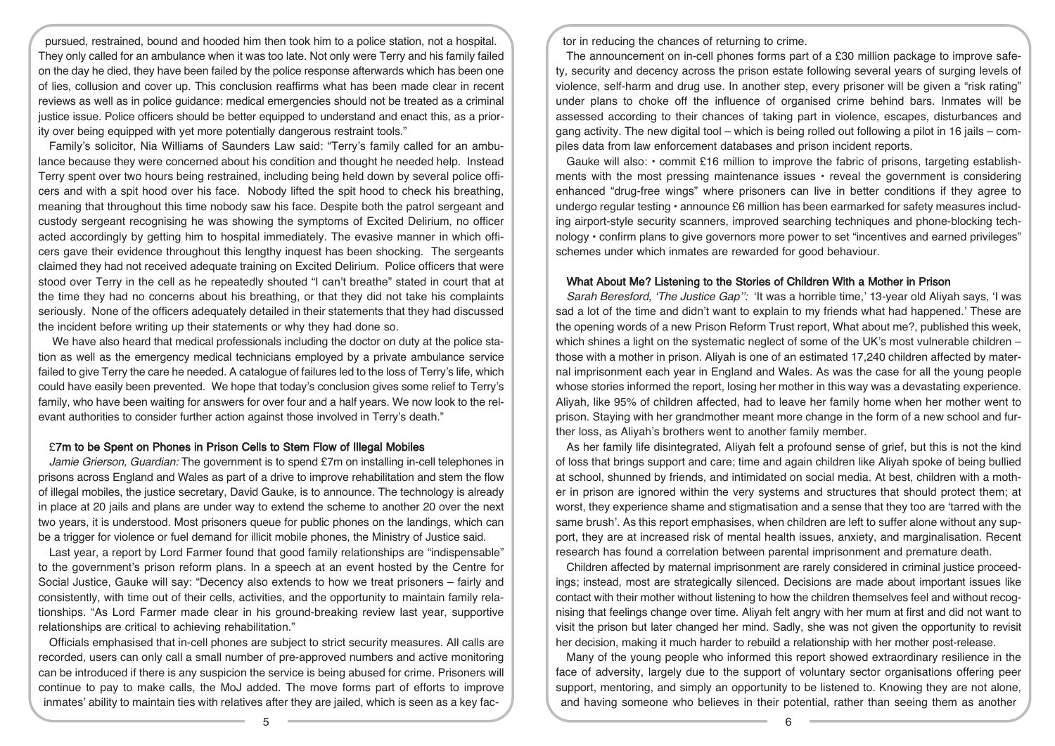pursued, restrained, bound and hooded him then took him to a police station, not a hospital. They only called for an ambulance when it was too late. Not only were Terry and his family failed on the day he died, they have been failed by the police response afterwards which has been one of lies, collusion and cover up. This conclusion reaffirms what has been made clear in recent reviews as well as in police guidance: medical emergencies should not be treated as a criminal justice issue. Police officers should be better equipped to understand and enact this, as a priority over being equipped with yet more potentially dangerous restraint tools."

Family's solicitor, Nia Williams of Saunders Law said: "Terry's family called for an ambulance because they were concerned about his condition and thought he needed help. Instead Terry spent over two hours being restrained, including being held down by several police officers and with a spit hood over his face. Nobody lifted the spit hood to check his breathing, meaning that throughout this time nobody saw his face. Despite both the patrol sergeant and custody sergeant recognising he was showing the symptoms of Excited Delirium, no officer acted accordingly by getting him to hospital immediately. The evasive manner in which officers gave their evidence throughout this lengthy inquest has been shocking. The sergeants claimed they had not received adequate training on Excited Delirium. Police officers that were stood over Terry in the cell as he repeatedly shouted "I can't breathe" stated in court that at the time they had no concerns about his breathing, or that they did not take his complaints seriously. None of the officers adequately detailed in their statements that they had discussed the incident before writing up their statements or why they had done so.

We have also heard that medical professionals including the doctor on duty at the police station as well as the emergency medical technicians employed by a private ambulance service failed to give Terry the care he needed. A catalogue of failures led to the loss of Terry's life, which could have easily been prevented. We hope that today's conclusion gives some relief to Terry's family, who have been waiting for answers for over four and a half years. We now look to the relevant authorities to consider further action against those involved in Terry's death."

### £7m to be Spent on Phones in Prison Cells to Stem Flow of Illegal Mobiles

*Jamie Grierson, Guardian:* The government is to spend £7m on installing in-cell telephones in prisons across England and Wales as part of a drive to improve rehabilitation and stem the flow of illegal mobiles, the justice secretary, David Gauke, is to announce. The technology is already in place at 20 jails and plans are under way to extend the scheme to another 20 over the next two years, it is understood. Most prisoners queue for public phones on the landings, which can be a trigger for violence or fuel demand for illicit mobile phones, the Ministry of Justice said.

Last year, a report by Lord Farmer found that good family relationships are "indispensable" to the government's prison reform plans. In a speech at an event hosted by the Centre for Social Justice, Gauke will say: "Decency also extends to how we treat prisoners – fairly and consistently, with time out of their cells, activities, and the opportunity to maintain family relationships. "As Lord Farmer made clear in his ground-breaking review last year, supportive relationships are critical to achieving rehabilitation."

Officials emphasised that in-cell phones are subject to strict security measures. All calls are recorded, users can only call a small number of pre-approved numbers and active monitoring can be introduced if there is any suspicion the service is being abused for crime. Prisoners will continue to pay to make calls, the MoJ added. The move forms part of efforts to improve inmates' ability to maintain ties with relatives after they are jailed, which is seen as a key factor in reducing the chances of returning to crime.

The announcement on in-cell phones forms part of a £30 million package to improve safety, security and decency across the prison estate following several years of surging levels of violence, self-harm and drug use. In another step, every prisoner will be given a "risk rating" under plans to choke off the influence of organised crime behind bars. Inmates will be assessed according to their chances of taking part in violence, escapes, disturbances and gang activity. The new digital tool – which is being rolled out following a pilot in 16 jails – compiles data from law enforcement databases and prison incident reports.

Gauke will also: • commit £16 million to improve the fabric of prisons, targeting establishments with the most pressing maintenance issues • reveal the government is considering enhanced "drug-free wings" where prisoners can live in better conditions if they agree to undergo regular testing • announce £6 million has been earmarked for safety measures including airport-style security scanners, improved searching techniques and phone-blocking technology • confirm plans to give governors more power to set "incentives and earned privileges" schemes under which inmates are rewarded for good behaviour.

### What About Me? Listening to the Stories of Children With a Mother in Prison

*Sarah Beresford, 'The Justice Gap'':* 'It was a horrible time,' 13-year old Aliyah says, 'I was sad a lot of the time and didn't want to explain to my friends what had happened.' These are the opening words of a new Prison Reform Trust report, What about me?, published this week, which shines a light on the systematic neglect of some of the UK's most vulnerable children – those with a mother in prison. Aliyah is one of an estimated 17,240 children affected by maternal imprisonment each year in England and Wales. As was the case for all the young people whose stories informed the report, losing her mother in this way was a devastating experience. Aliyah, like 95% of children affected, had to leave her family home when her mother went to prison. Staying with her grandmother meant more change in the form of a new school and further loss, as Aliyah's brothers went to another family member.

As her family life disintegrated, Aliyah felt a profound sense of grief, but this is not the kind of loss that brings support and care; time and again children like Aliyah spoke of being bullied at school, shunned by friends, and intimidated on social media. At best, children with a mother in prison are ignored within the very systems and structures that should protect them; at worst, they experience shame and stigmatisation and a sense that they too are 'tarred with the same brush'. As this report emphasises, when children are left to suffer alone without any support, they are at increased risk of mental health issues, anxiety, and marginalisation. Recent research has found a correlation between parental imprisonment and premature death.

Children affected by maternal imprisonment are rarely considered in criminal justice proceedings; instead, most are strategically silenced. Decisions are made about important issues like contact with their mother without listening to how the children themselves feel and without recognising that feelings change over time. Aliyah felt angry with her mum at first and did not want to visit the prison but later changed her mind. Sadly, she was not given the opportunity to revisit her decision, making it much harder to rebuild a relationship with her mother post-release.

Many of the young people who informed this report showed extraordinary resilience in the face of adversity, largely due to the support of voluntary sector organisations offering peer support, mentoring, and simply an opportunity to be listened to. Knowing they are not alone, and having someone who believes in their potential, rather than seeing them as another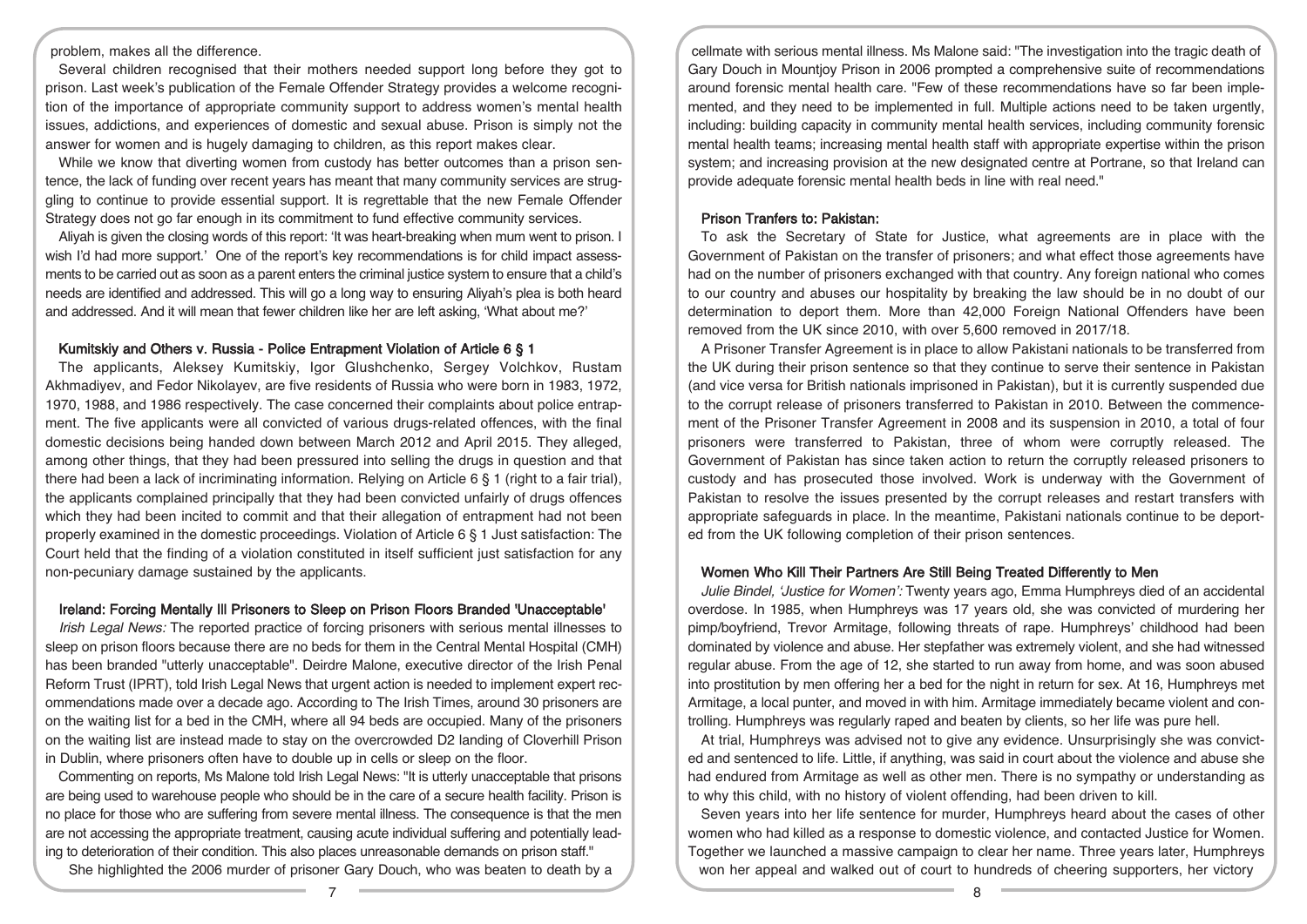problem, makes all the difference.

Several children recognised that their mothers needed support long before they got to prison. Last week's publication of the Female Offender Strategy provides a welcome recognition of the importance of appropriate community support to address women's mental health issues, addictions, and experiences of domestic and sexual abuse. Prison is simply not the answer for women and is hugely damaging to children, as this report makes clear.

While we know that diverting women from custody has better outcomes than a prison sentence, the lack of funding over recent years has meant that many community services are struggling to continue to provide essential support. It is regrettable that the new Female Offender Strategy does not go far enough in its commitment to fund effective community services.

Aliyah is given the closing words of this report: 'It was heart-breaking when mum went to prison. I wish I'd had more support.' One of the report's key recommendations is for child impact assessments to be carried out as soon as a parent enters the criminal justice system to ensure that a child's needs are identified and addressed. This will go a long way to ensuring Aliyah's plea is both heard and addressed. And it will mean that fewer children like her are left asking, 'What about me?'

### Kumitskiy and Others v. Russia - Police Entrapment Violation of Article 6 § 1

The applicants, Aleksey Kumitskiy, Igor Glushchenko, Sergey Volchkov, Rustam Akhmadiyev, and Fedor Nikolayev, are five residents of Russia who were born in 1983, 1972, 1970, 1988, and 1986 respectively. The case concerned their complaints about police entrapment. The five applicants were all convicted of various drugs-related offences, with the final domestic decisions being handed down between March 2012 and April 2015. They alleged, among other things, that they had been pressured into selling the drugs in question and that there had been a lack of incriminating information. Relying on Article 6 § 1 (right to a fair trial), the applicants complained principally that they had been convicted unfairly of drugs offences which they had been incited to commit and that their allegation of entrapment had not been properly examined in the domestic proceedings. Violation of Article 6 § 1 Just satisfaction: The Court held that the finding of a violation constituted in itself sufficient just satisfaction for any non-pecuniary damage sustained by the applicants.

### Ireland: Forcing Mentally Ill Prisoners to Sleep on Prison Floors Branded 'Unacceptable'

*Irish Legal News:* The reported practice of forcing prisoners with serious mental illnesses to sleep on prison floors because there are no beds for them in the Central Mental Hospital (CMH) has been branded "utterly unacceptable". Deirdre Malone, executive director of the Irish Penal Reform Trust (IPRT), told Irish Legal News that urgent action is needed to implement expert recommendations made over a decade ago. According to The Irish Times, around 30 prisoners are on the waiting list for a bed in the CMH, where all 94 beds are occupied. Many of the prisoners on the waiting list are instead made to stay on the overcrowded D2 landing of Cloverhill Prison in Dublin, where prisoners often have to double up in cells or sleep on the floor.

Commenting on reports, Ms Malone told Irish Legal News: "It is utterly unacceptable that prisons are being used to warehouse people who should be in the care of a secure health facility. Prison is no place for those who are suffering from severe mental illness. The consequence is that the men are not accessing the appropriate treatment, causing acute individual suffering and potentially leading to deterioration of their condition. This also places unreasonable demands on prison staff."

She highlighted the 2006 murder of prisoner Gary Douch, who was beaten to death by a cellmate with serious mental illness. Ms Malone said: "The investigation into the tragic death of Gary Douch in Mountjoy Prison in 2006 prompted a comprehensive suite of recommendations around forensic mental health care. "Few of these recommendations have so far been implemented, and they need to be implemented in full. Multiple actions need to be taken urgently, including: building capacity in community mental health services, including community forensic mental health teams; increasing mental health staff with appropriate expertise within the prison system; and increasing provision at the new designated centre at Portrane, so that Ireland can provide adequate forensic mental health beds in line with real need."

### Prison Tranfers to: Pakistan:

To ask the Secretary of State for Justice, what agreements are in place with the Government of Pakistan on the transfer of prisoners; and what effect those agreements have had on the number of prisoners exchanged with that country. Any foreign national who comes to our country and abuses our hospitality by breaking the law should be in no doubt of our determination to deport them. More than 42,000 Foreign National Offenders have been removed from the UK since 2010, with over 5,600 removed in 2017/18.

A Prisoner Transfer Agreement is in place to allow Pakistani nationals to be transferred from the UK during their prison sentence so that they continue to serve their sentence in Pakistan (and vice versa for British nationals imprisoned in Pakistan), but it is currently suspended due to the corrupt release of prisoners transferred to Pakistan in 2010. Between the commencement of the Prisoner Transfer Agreement in 2008 and its suspension in 2010, a total of four prisoners were transferred to Pakistan, three of whom were corruptly released. The Government of Pakistan has since taken action to return the corruptly released prisoners to custody and has prosecuted those involved. Work is underway with the Government of Pakistan to resolve the issues presented by the corrupt releases and restart transfers with appropriate safeguards in place. In the meantime, Pakistani nationals continue to be deported from the UK following completion of their prison sentences.

### Women Who Kill Their Partners Are Still Being Treated Differently to Men

*Julie Bindel, 'Justice for Women':* Twenty years ago, Emma Humphreys died of an accidental overdose. In 1985, when Humphreys was 17 years old, she was convicted of murdering her pimp/boyfriend, Trevor Armitage, following threats of rape. Humphreys' childhood had been dominated by violence and abuse. Her stepfather was extremely violent, and she had witnessed regular abuse. From the age of 12, she started to run away from home, and was soon abused into prostitution by men offering her a bed for the night in return for sex. At 16, Humphreys met Armitage, a local punter, and moved in with him. Armitage immediately became violent and controlling. Humphreys was regularly raped and beaten by clients, so her life was pure hell.

At trial, Humphreys was advised not to give any evidence. Unsurprisingly she was convicted and sentenced to life. Little, if anything, was said in court about the violence and abuse she had endured from Armitage as well as other men. There is no sympathy or understanding as to why this child, with no history of violent offending, had been driven to kill.

Seven years into her life sentence for murder, Humphreys heard about the cases of other women who had killed as a response to domestic violence, and contacted Justice for Women. Together we launched a massive campaign to clear her name. Three years later, Humphreys won her appeal and walked out of court to hundreds of cheering supporters, her victory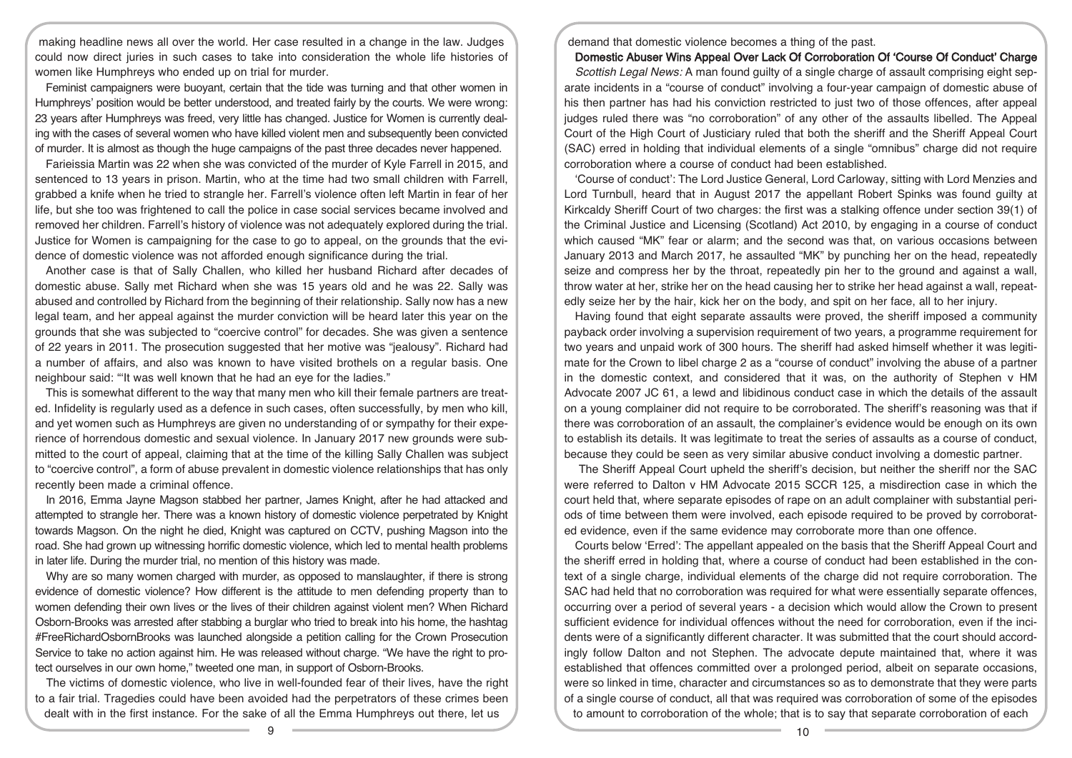making headline news all over the world. Her case resulted in a change in the law. Judges could now direct juries in such cases to take into consideration the whole life histories of women like Humphreys who ended up on trial for murder.

Feminist campaigners were buoyant, certain that the tide was turning and that other women in Humphreys' position would be better understood, and treated fairly by the courts. We were wrong: 23 years after Humphreys was freed, very little has changed. Justice for Women is currently dealing with the cases of several women who have killed violent men and subsequently been convicted of murder. It is almost as though the huge campaigns of the past three decades never happened.

Farieissia Martin was 22 when she was convicted of the murder of Kyle Farrell in 2015, and sentenced to 13 years in prison. Martin, who at the time had two small children with Farrell, grabbed a knife when he tried to strangle her. Farrell's violence often left Martin in fear of her life, but she too was frightened to call the police in case social services became involved and removed her children. Farrell's history of violence was not adequately explored during the trial. Justice for Women is campaigning for the case to go to appeal, on the grounds that the evidence of domestic violence was not afforded enough significance during the trial.

Another case is that of Sally Challen, who killed her husband Richard after decades of domestic abuse. Sally met Richard when she was 15 years old and he was 22. Sally was abused and controlled by Richard from the beginning of their relationship. Sally now has a new legal team, and her appeal against the murder conviction will be heard later this year on the grounds that she was subjected to "coercive control" for decades. She was given a sentence of 22 years in 2011. The prosecution suggested that her motive was "jealousy". Richard had a number of affairs, and also was known to have visited brothels on a regular basis. One neighbour said: "'It was well known that he had an eye for the ladies."

This is somewhat different to the way that many men who kill their female partners are treated. Infidelity is regularly used as a defence in such cases, often successfully, by men who kill, and yet women such as Humphreys are given no understanding of or sympathy for their experience of horrendous domestic and sexual violence. In January 2017 new grounds were submitted to the court of appeal, claiming that at the time of the killing Sally Challen was subject to "coercive control", a form of abuse prevalent in domestic violence relationships that has only recently been made a criminal offence.

In 2016, Emma Jayne Magson stabbed her partner, James Knight, after he had attacked and attempted to strangle her. There was a known history of domestic violence perpetrated by Knight towards Magson. On the night he died, Knight was captured on CCTV, pushing Magson into the road. She had grown up witnessing horrific domestic violence, which led to mental health problems in later life. During the murder trial, no mention of this history was made.

Why are so many women charged with murder, as opposed to manslaughter, if there is strong evidence of domestic violence? How different is the attitude to men defending property than to women defending their own lives or the lives of their children against violent men? When Richard Osborn-Brooks was arrested after stabbing a burglar who tried to break into his home, the hashtag #FreeRichardOsbornBrooks was launched alongside a petition calling for the Crown Prosecution Service to take no action against him. He was released without charge. "We have the right to protect ourselves in our own home," tweeted one man, in support of Osborn-Brooks.

The victims of domestic violence, who live in well-founded fear of their lives, have the right to a fair trial. Tragedies could have been avoided had the perpetrators of these crimes been dealt with in the first instance. For the sake of all the Emma Humphreys out there, let us demand that domestic violence becomes a thing of the past.

## Domestic Abuser Wins Appeal Over Lack Of Corroboration Of 'Course Of Conduct' Charge

*Scottish Legal News:* A man found guilty of a single charge of assault comprising eight separate incidents in a "course of conduct" involving a four-year campaign of domestic abuse of his then partner has had his conviction restricted to just two of those offences, after appeal judges ruled there was "no corroboration" of any other of the assaults libelled. The Appeal Court of the High Court of Justiciary ruled that both the sheriff and the Sheriff Appeal Court (SAC) erred in holding that individual elements of a single "omnibus" charge did not require corroboration where a course of conduct had been established.

'Course of conduct': The Lord Justice General, Lord Carloway, sitting with Lord Menzies and Lord Turnbull, heard that in August 2017 the appellant Robert Spinks was found guilty at Kirkcaldy Sheriff Court of two charges: the first was a stalking offence under section 39(1) of the Criminal Justice and Licensing (Scotland) Act 2010, by engaging in a course of conduct which caused "MK" fear or alarm; and the second was that, on various occasions between January 2013 and March 2017, he assaulted "MK" by punching her on the head, repeatedly seize and compress her by the throat, repeatedly pin her to the ground and against a wall, throw water at her, strike her on the head causing her to strike her head against a wall, repeatedly seize her by the hair, kick her on the body, and spit on her face, all to her injury.

Having found that eight separate assaults were proved, the sheriff imposed a community payback order involving a supervision requirement of two years, a programme requirement for two years and unpaid work of 300 hours. The sheriff had asked himself whether it was legitimate for the Crown to libel charge 2 as a "course of conduct" involving the abuse of a partner in the domestic context, and considered that it was, on the authority of Stephen v HM Advocate 2007 JC 61, a lewd and libidinous conduct case in which the details of the assault on a young complainer did not require to be corroborated. The sheriff's reasoning was that if there was corroboration of an assault, the complainer's evidence would be enough on its own to establish its details. It was legitimate to treat the series of assaults as a course of conduct, because they could be seen as very similar abusive conduct involving a domestic partner.

The Sheriff Appeal Court upheld the sheriff's decision, but neither the sheriff nor the SAC were referred to Dalton v HM Advocate 2015 SCCR 125, a misdirection case in which the court held that, where separate episodes of rape on an adult complainer with substantial periods of time between them were involved, each episode required to be proved by corroborated evidence, even if the same evidence may corroborate more than one offence.

Courts below 'Erred': The appellant appealed on the basis that the Sheriff Appeal Court and the sheriff erred in holding that, where a course of conduct had been established in the context of a single charge, individual elements of the charge did not require corroboration. The SAC had held that no corroboration was required for what were essentially separate offences, occurring over a period of several years - a decision which would allow the Crown to present sufficient evidence for individual offences without the need for corroboration, even if the incidents were of a significantly different character. It was submitted that the court should accordingly follow Dalton and not Stephen. The advocate depute maintained that, where it was established that offences committed over a prolonged period, albeit on separate occasions, were so linked in time, character and circumstances so as to demonstrate that they were parts of a single course of conduct, all that was required was corroboration of some of the episodes to amount to corroboration of the whole; that is to say that separate corroboration of each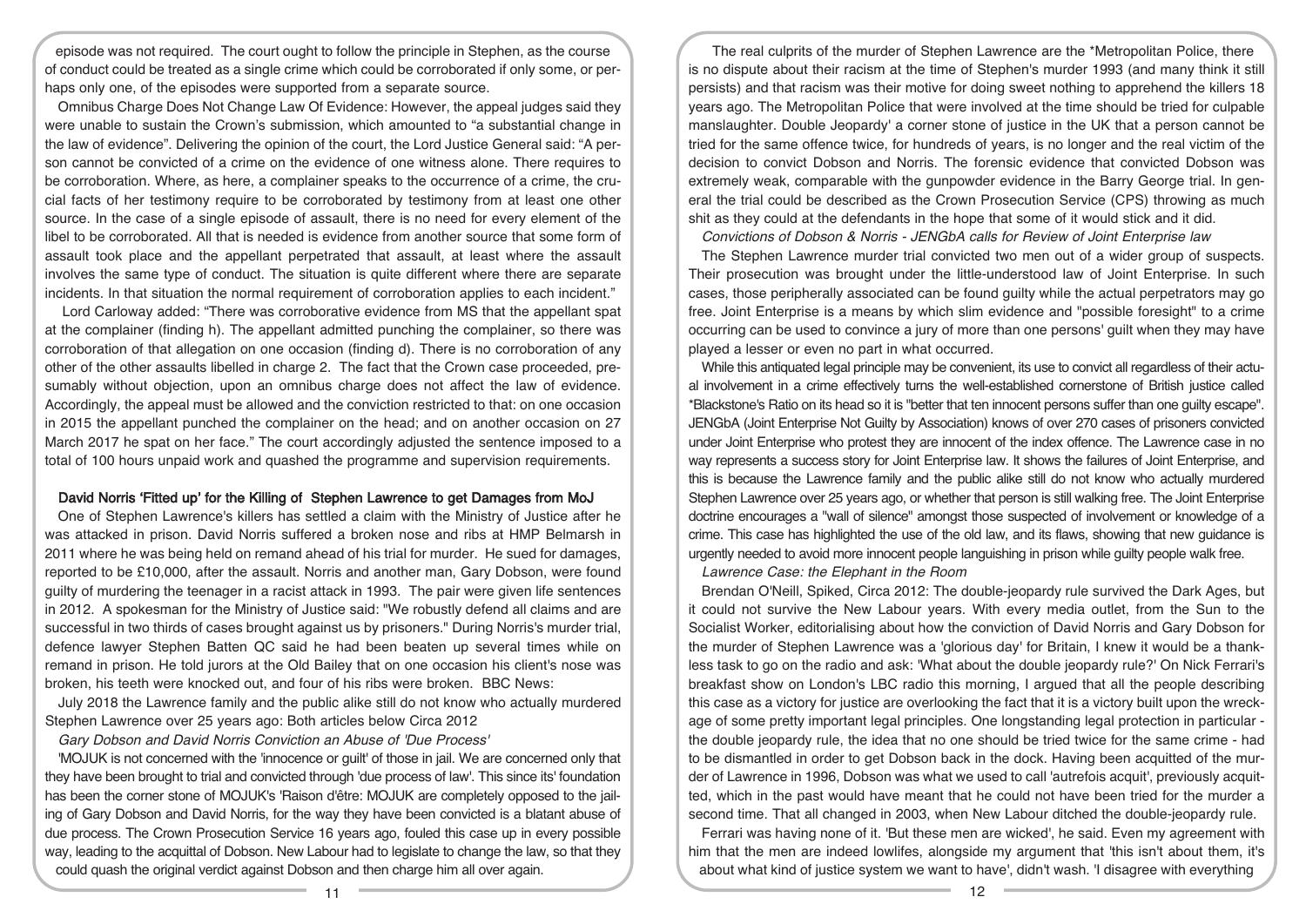episode was not required. The court ought to follow the principle in Stephen, as the course of conduct could be treated as a single crime which could be corroborated if only some, or perhaps only one, of the episodes were supported from a separate source.

*Omnibus Charge Does Not Change Law Of Evidence:* However, the appeal judges said they were unable to sustain the Crown's submission, which amounted to "a substantial change in the law of evidence". Delivering the opinion of the court, the Lord Justice General said: "A person cannot be convicted of a crime on the evidence of one witness alone. There requires to be corroboration. Where, as here, a complainer speaks to the occurrence of a crime, the crucial facts of her testimony require to be corroborated by testimony from at least one other source. In the case of a single episode of assault, there is no need for every element of the libel to be corroborated. All that is needed is evidence from another source that some form of assault took place and the appellant perpetrated that assault, at least where the assault involves the same type of conduct. The situation is quite different where there are separate incidents. In that situation the normal requirement of corroboration applies to each incident."

Lord Carloway added: "There was corroborative evidence from MS that the appellant spat at the complainer (finding h). The appellant admitted punching the complainer, so there was corroboration of that allegation on one occasion (finding d). There is no corroboration of any other of the other assaults libelled in charge 2. The fact that the Crown case proceeded, presumably without objection, upon an omnibus charge does not affect the law of evidence. Accordingly, the appeal must be allowed and the conviction restricted to that: on one occasion in 2015 the appellant punched the complainer on the head; and on another occasion on 27 March 2017 he spat on her face." The court accordingly adjusted the sentence imposed to a total of 100 hours unpaid work and quashed the programme and supervision requirements.

## David Norris 'Fitted up' for the Killing of Stephen Lawrence to get Damages from MoJ

One of Stephen Lawrence's killers has settled a claim with the Ministry of Justice after he was attacked in prison. David Norris suffered a broken nose and ribs at HMP Belmarsh in 2011 where he was being held on remand ahead of his trial for murder. He sued for damages, reported to be £10,000, after the assault. Norris and another man, Gary Dobson, were found guilty of murdering the teenager in a racist attack in 1993. The pair were given life sentences in 2012. A spokesman for the Ministry of Justice said: "We robustly defend all claims and are successful in two thirds of cases brought against us by prisoners." During Norris's murder trial, defence lawyer Stephen Batten QC said he had been beaten up several times while on remand in prison. He told jurors at the Old Bailey that on one occasion his client's nose was broken, his teeth were knocked out, and four of his ribs were broken. BBC News:

July 2018 the Lawrence family and the public alike still do not know who actually murdered Stephen Lawrence over 25 years ago: Both articles below Circa 2012

*Gary Dobson and David Norris Conviction an Abuse of 'Due Process'*

'MOJUK is not concerned with the 'innocence or guilt' of those in jail. We are concerned only that they have been brought to trial and convicted through 'due process of law'. This since its' foundation has been the corner stone of MOJUK's 'Raison d'être: MOJUK are completely opposed to the jailing of Gary Dobson and David Norris, for the way they have been convicted is a blatant abuse of due process. The Crown Prosecution Service 16 years ago, fouled this case up in every possible way, leading to the acquittal of Dobson. New Labour had to legislate to change the law, so that they could quash the original verdict against Dobson and then charge him all over again.

The real culprits of the murder of Stephen Lawrence are the *Metropolitan Police, there is no dispute about their racism at the time of Stephen's murder 1993 (and many think it still persists) and that racism was their motive for doing sweet nothing to apprehend the killers 18 years ago. The Metropolitan Police that were involved at the time should be tried for culpable manslaughter. Double Jeopardy' a corner stone of justice in the UK that a person cannot be tried for the same offence twice, for hundreds of years, is no longer and the real victim of the decision to convict Dobson and Norris. The forensic evidence that convicted Dobson was extremely weak, comparable with the gunpowder evidence in the Barry George trial. In general the trial could be described as the Crown Prosecution Service (CPS) throwing as much shit as they could at the defendants in the hope that some of it would stick and it did.

*Convictions of Dobson & Norris - JENGbA calls for Review of Joint Enterprise law*

The Stephen Lawrence murder trial convicted two men out of a wider group of suspects. Their prosecution was brought under the little-understood law of Joint Enterprise. In such cases, those peripherally associated can be found guilty while the actual perpetrators may go free. Joint Enterprise is a means by which slim evidence and "possible foresight" to a crime occurring can be used to convince a jury of more than one persons' guilt when they may have played a lesser or even no part in what occurred.

While this antiquated legal principle may be convenient, its use to convict all regardless of their actual involvement in a crime effectively turns the well-established cornerstone of British justice called *Blackstone's Ratio on its head so it is "better that ten innocent persons suffer than one guilty escape". JENGbA (Joint Enterprise Not Guilty by Association) knows of over 270 cases of prisoners convicted under Joint Enterprise who protest they are innocent of the index offence. The Lawrence case in no way represents a success story for Joint Enterprise law. It shows the failures of Joint Enterprise, and this is because the Lawrence family and the public alike still do not know who actually murdered Stephen Lawrence over 25 years ago, or whether that person is still walking free. The Joint Enterprise doctrine encourages a "wall of silence" amongst those suspected of involvement or knowledge of a crime. This case has highlighted the use of the old law, and its flaws, showing that new guidance is urgently needed to avoid more innocent people languishing in prison while guilty people walk free.

*Lawrence Case: the Elephant in the Room*

Brendan O'Neill, Spiked, Circa 2012: The double-jeopardy rule survived the Dark Ages, but it could not survive the New Labour years. With every media outlet, from the Sun to the Socialist Worker, editorialising about how the conviction of David Norris and Gary Dobson for the murder of Stephen Lawrence was a 'glorious day' for Britain, I knew it would be a thankless task to go on the radio and ask: 'What about the double jeopardy rule?' On Nick Ferrari's breakfast show on London's LBC radio this morning, I argued that all the people describing this case as a victory for justice are overlooking the fact that it is a victory built upon the wreckage of some pretty important legal principles. One longstanding legal protection in particular - the double jeopardy rule, the idea that no one should be tried twice for the same crime - had to be dismantled in order to get Dobson back in the dock. Having been acquitted of the murder of Lawrence in 1996, Dobson was what we used to call 'autrefois acquit', previously acquitted, which in the past would have meant that he could not have been tried for the murder a second time. That all changed in 2003, when New Labour ditched the double-jeopardy rule.

Ferrari was having none of it. 'But these men are wicked', he said. Even my agreement with him that the men are indeed lowlifes, alongside my argument that 'this isn't about them, it's about what kind of justice system we want to have', didn't wash. 'I disagree with everything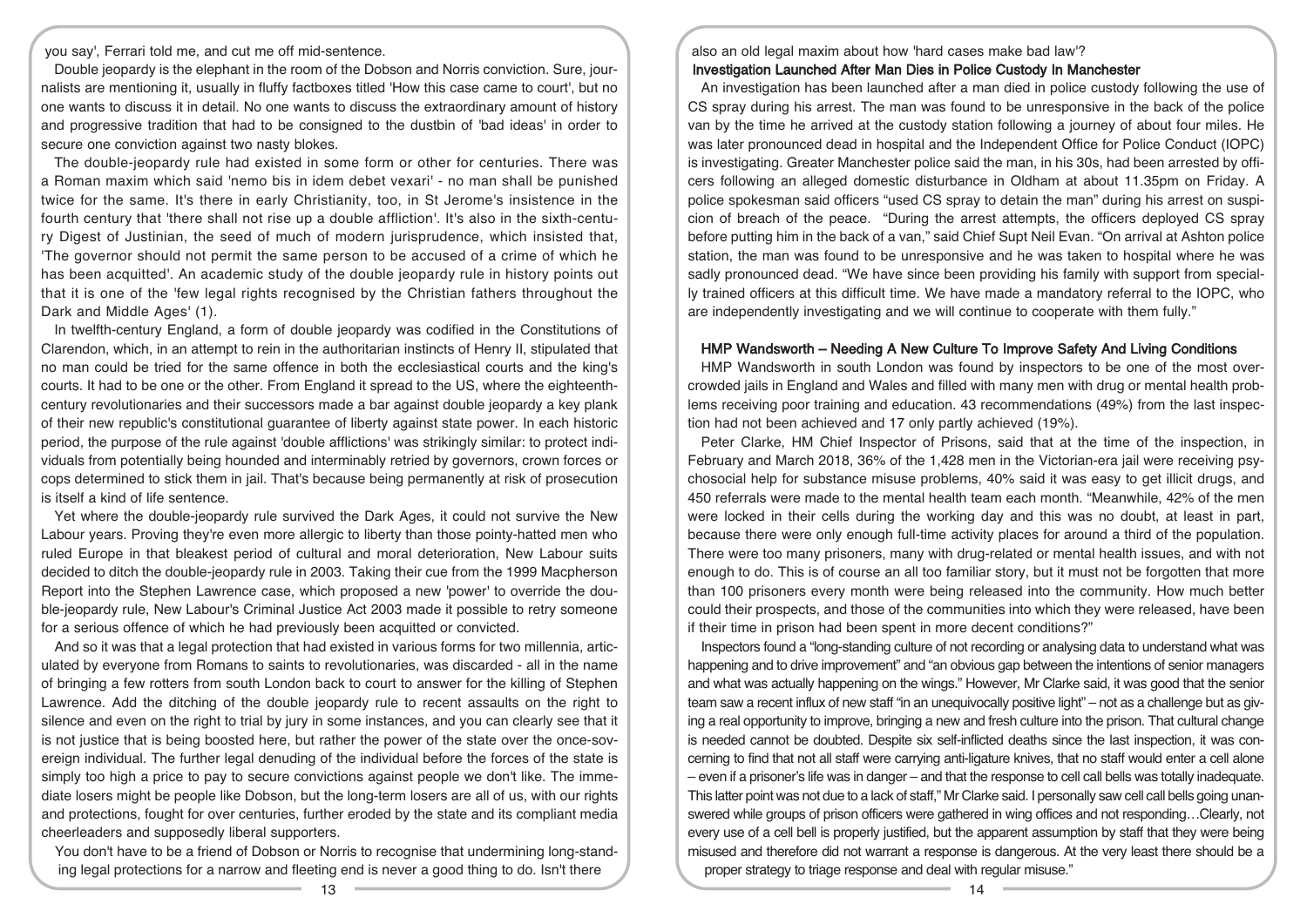you say', Ferrari told me, and cut me off mid-sentence.

Double jeopardy is the elephant in the room of the Dobson and Norris conviction. Sure, journalists are mentioning it, usually in fluffy factboxes titled 'How this case came to court', but no one wants to discuss it in detail. No one wants to discuss the extraordinary amount of history and progressive tradition that had to be consigned to the dustbin of 'bad ideas' in order to secure one conviction against two nasty blokes.

The double-jeopardy rule had existed in some form or other for centuries. There was a Roman maxim which said 'nemo bis in idem debet vexari' - no man shall be punished twice for the same. It's there in early Christianity, too, in St Jerome's insistence in the fourth century that 'there shall not rise up a double affliction'. It's also in the sixth-century Digest of Justinian, the seed of much of modern jurisprudence, which insisted that, 'The governor should not permit the same person to be accused of a crime of which he has been acquitted'. An academic study of the double jeopardy rule in history points out that it is one of the 'few legal rights recognised by the Christian fathers throughout the Dark and Middle Ages' (1).

In twelfth-century England, a form of double jeopardy was codified in the Constitutions of Clarendon, which, in an attempt to rein in the authoritarian instincts of Henry II, stipulated that no man could be tried for the same offence in both the ecclesiastical courts and the king's courts. It had to be one or the other. From England it spread to the US, where the eighteenth-century revolutionaries and their successors made a bar against double jeopardy a key plank of their new republic's constitutional guarantee of liberty against state power. In each historic period, the purpose of the rule against 'double afflictions' was strikingly similar: to protect individuals from potentially being hounded and interminably retried by governors, crown forces or cops determined to stick them in jail. That's because being permanently at risk of prosecution is itself a kind of life sentence.

Yet where the double-jeopardy rule survived the Dark Ages, it could not survive the New Labour years. Proving they're even more allergic to liberty than those pointy-hatted men who ruled Europe in that bleakest period of cultural and moral deterioration, New Labour suits decided to ditch the double-jeopardy rule in 2003. Taking their cue from the 1999 Macpherson Report into the Stephen Lawrence case, which proposed a new 'power' to override the double-jeopardy rule, New Labour's Criminal Justice Act 2003 made it possible to retry someone for a serious offence of which he had previously been acquitted or convicted.

And so it was that a legal protection that had existed in various forms for two millennia, articulated by everyone from Romans to saints to revolutionaries, was discarded - all in the name of bringing a few rotters from south London back to court to answer for the killing of Stephen Lawrence. Add the ditching of the double jeopardy rule to recent assaults on the right to silence and even on the right to trial by jury in some instances, and you can clearly see that it is not justice that is being boosted here, but rather the power of the state over the once-sovereign individual. The further legal denuding of the individual before the forces of the state is simply too high a price to pay to secure convictions against people we don't like. The immediate losers might be people like Dobson, but the long-term losers are all of us, with our rights and protections, fought for over centuries, further eroded by the state and its compliant media cheerleaders and supposedly liberal supporters.

You don't have to be a friend of Dobson or Norris to recognise that undermining long-standing legal protections for a narrow and fleeting end is never a good thing to do. Isn't there also an old legal maxim about how 'hard cases make bad law'?

## Investigation Launched After Man Dies in Police Custody In Manchester

An investigation has been launched after a man died in police custody following the use of CS spray during his arrest. The man was found to be unresponsive in the back of the police van by the time he arrived at the custody station following a journey of about four miles. He was later pronounced dead in hospital and the Independent Office for Police Conduct (IOPC) is investigating. Greater Manchester police said the man, in his 30s, had been arrested by officers following an alleged domestic disturbance in Oldham at about 11.35pm on Friday. A police spokesman said officers "used CS spray to detain the man" during his arrest on suspicion of breach of the peace. "During the arrest attempts, the officers deployed CS spray before putting him in the back of a van," said Chief Supt Neil Evan. "On arrival at Ashton police station, the man was found to be unresponsive and he was taken to hospital where he was sadly pronounced dead. "We have since been providing his family with support from specially trained officers at this difficult time. We have made a mandatory referral to the IOPC, who are independently investigating and we will continue to cooperate with them fully."

## HMP Wandsworth – Needing A New Culture To Improve Safety And Living Conditions

HMP Wandsworth in south London was found by inspectors to be one of the most overcrowded jails in England and Wales and filled with many men with drug or mental health problems receiving poor training and education. 43 recommendations (49%) from the last inspection had not been achieved and 17 only partly achieved (19%).

Peter Clarke, HM Chief Inspector of Prisons, said that at the time of the inspection, in February and March 2018, 36% of the 1,428 men in the Victorian-era jail were receiving psychosocial help for substance misuse problems, 40% said it was easy to get illicit drugs, and 450 referrals were made to the mental health team each month. "Meanwhile, 42% of the men were locked in their cells during the working day and this was no doubt, at least in part, because there were only enough full-time activity places for around a third of the population. There were too many prisoners, many with drug-related or mental health issues, and with not enough to do. This is of course an all too familiar story, but it must not be forgotten that more than 100 prisoners every month were being released into the community. How much better could their prospects, and those of the communities into which they were released, have been if their time in prison had been spent in more decent conditions?"

Inspectors found a "long-standing culture of not recording or analysing data to understand what was happening and to drive improvement" and "an obvious gap between the intentions of senior managers and what was actually happening on the wings." However, Mr Clarke said, it was good that the senior team saw a recent influx of new staff "in an unequivocally positive light" – not as a challenge but as giving a real opportunity to improve, bringing a new and fresh culture into the prison. That cultural change is needed cannot be doubted. Despite six self-inflicted deaths since the last inspection, it was concerning to find that not all staff were carrying anti-ligature knives, that no staff would enter a cell alone – even if a prisoner's life was in danger – and that the response to cell call bells was totally inadequate. This latter point was not due to a lack of staff," Mr Clarke said. I personally saw cell call bells going unanswered while groups of prison officers were gathered in wing offices and not responding…Clearly, not every use of a cell bell is properly justified, but the apparent assumption by staff that they were being misused and therefore did not warrant a response is dangerous. At the very least there should be a proper strategy to triage response and deal with regular misuse."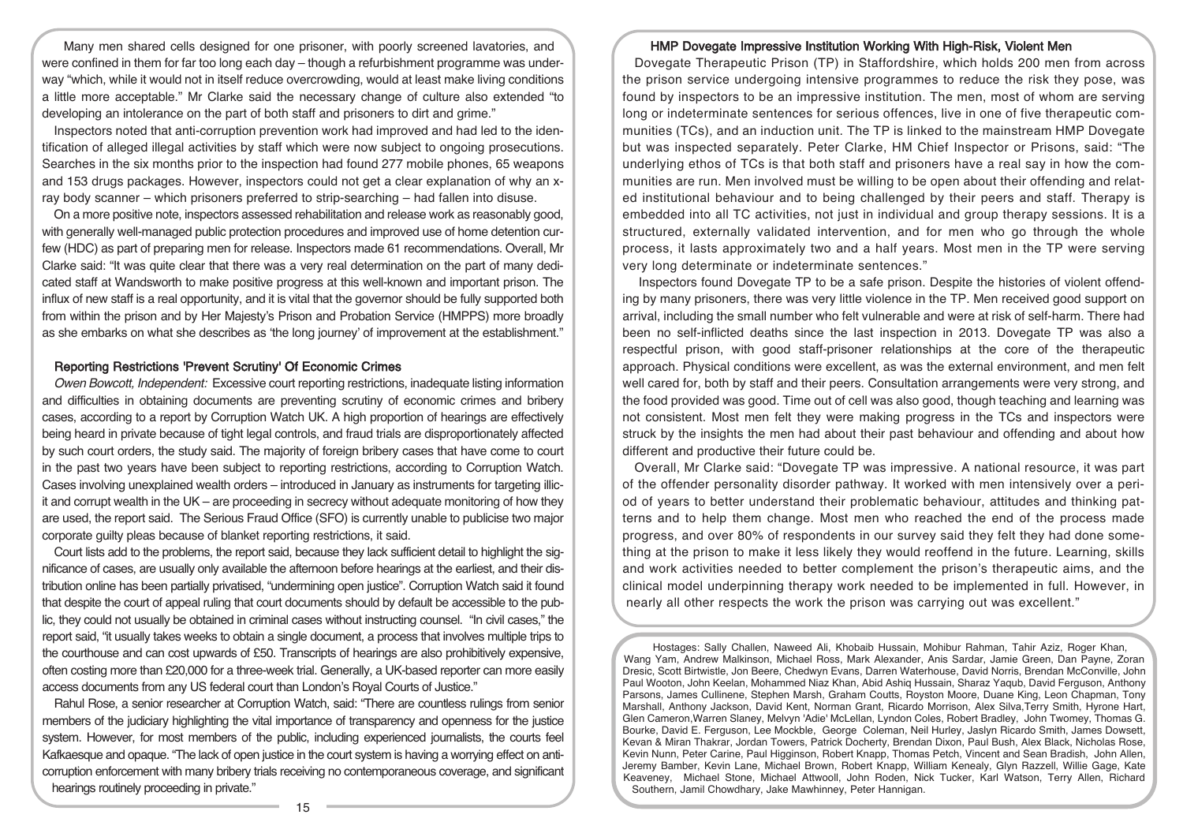Many men shared cells designed for one prisoner, with poorly screened lavatories, and were confined in them for far too long each day – though a refurbishment programme was underway "which, while it would not in itself reduce overcrowding, would at least make living conditions a little more acceptable." Mr Clarke said the necessary change of culture also extended "to developing an intolerance on the part of both staff and prisoners to dirt and grime."

Inspectors noted that anti-corruption prevention work had improved and had led to the identification of alleged illegal activities by staff which were now subject to ongoing prosecutions. Searches in the six months prior to the inspection had found 277 mobile phones, 65 weapons and 153 drugs packages. However, inspectors could not get a clear explanation of why an x-ray body scanner – which prisoners preferred to strip-searching – had fallen into disuse.

On a more positive note, inspectors assessed rehabilitation and release work as reasonably good, with generally well-managed public protection procedures and improved use of home detention curfew (HDC) as part of preparing men for release. Inspectors made 61 recommendations. Overall, Mr Clarke said: "It was quite clear that there was a very real determination on the part of many dedicated staff at Wandsworth to make positive progress at this well-known and important prison. The influx of new staff is a real opportunity, and it is vital that the governor should be fully supported both from within the prison and by Her Majesty's Prison and Probation Service (HMPPS) more broadly as she embarks on what she describes as 'the long journey' of improvement at the establishment."

### Reporting Restrictions 'Prevent Scrutiny' Of Economic Crimes

*Owen Bowcott, Independent:* Excessive court reporting restrictions, inadequate listing information and difficulties in obtaining documents are preventing scrutiny of economic crimes and bribery cases, according to a report by Corruption Watch UK. A high proportion of hearings are effectively being heard in private because of tight legal controls, and fraud trials are disproportionately affected by such court orders, the study said. The majority of foreign bribery cases that have come to court in the past two years have been subject to reporting restrictions, according to Corruption Watch. Cases involving unexplained wealth orders – introduced in January as instruments for targeting illicit and corrupt wealth in the UK – are proceeding in secrecy without adequate monitoring of how they are used, the report said. The Serious Fraud Office (SFO) is currently unable to publicise two major corporate guilty pleas because of blanket reporting restrictions, it said.

Court lists add to the problems, the report said, because they lack sufficient detail to highlight the significance of cases, are usually only available the afternoon before hearings at the earliest, and their distribution online has been partially privatised, "undermining open justice". Corruption Watch said it found that despite the court of appeal ruling that court documents should by default be accessible to the public, they could not usually be obtained in criminal cases without instructing counsel. "In civil cases," the report said, "it usually takes weeks to obtain a single document, a process that involves multiple trips to the courthouse and can cost upwards of £50. Transcripts of hearings are also prohibitively expensive, often costing more than £20,000 for a three-week trial. Generally, a UK-based reporter can more easily access documents from any US federal court than London's Royal Courts of Justice."

Rahul Rose, a senior researcher at Corruption Watch, said: "There are countless rulings from senior members of the judiciary highlighting the vital importance of transparency and openness for the justice system. However, for most members of the public, including experienced journalists, the courts feel Kafkaesque and opaque. "The lack of open justice in the court system is having a worrying effect on anti-corruption enforcement with many bribery trials receiving no contemporaneous coverage, and significant hearings routinely proceeding in private."

### HMP Dovegate Impressive Institution Working With High-Risk, Violent Men

Dovegate Therapeutic Prison (TP) in Staffordshire, which holds 200 men from across the prison service undergoing intensive programmes to reduce the risk they pose, was found by inspectors to be an impressive institution. The men, most of whom are serving long or indeterminate sentences for serious offences, live in one of five therapeutic communities (TCs), and an induction unit. The TP is linked to the mainstream HMP Dovegate but was inspected separately. Peter Clarke, HM Chief Inspector or Prisons, said: "The underlying ethos of TCs is that both staff and prisoners have a real say in how the communities are run. Men involved must be willing to be open about their offending and related institutional behaviour and to being challenged by their peers and staff. Therapy is embedded into all TC activities, not just in individual and group therapy sessions. It is a structured, externally validated intervention, and for men who go through the whole process, it lasts approximately two and a half years. Most men in the TP were serving very long determinate or indeterminate sentences."

Inspectors found Dovegate TP to be a safe prison. Despite the histories of violent offending by many prisoners, there was very little violence in the TP. Men received good support on arrival, including the small number who felt vulnerable and were at risk of self-harm. There had been no self-inflicted deaths since the last inspection in 2013. Dovegate TP was also a respectful prison, with good staff-prisoner relationships at the core of the therapeutic approach. Physical conditions were excellent, as was the external environment, and men felt well cared for, both by staff and their peers. Consultation arrangements were very strong, and the food provided was good. Time out of cell was also good, though teaching and learning was not consistent. Most men felt they were making progress in the TCs and inspectors were struck by the insights the men had about their past behaviour and offending and about how different and productive their future could be.

Overall, Mr Clarke said: "Dovegate TP was impressive. A national resource, it was part of the offender personality disorder pathway. It worked with men intensively over a period of years to better understand their problematic behaviour, attitudes and thinking patterns and to help them change. Most men who reached the end of the process made progress, and over 80% of respondents in our survey said they felt they had done something at the prison to make it less likely they would reoffend in the future. Learning, skills and work activities needed to better complement the prison's therapeutic aims, and the clinical model underpinning therapy work needed to be implemented in full. However, in nearly all other respects the work the prison was carrying out was excellent."

Hostages: Sally Challen, Naweed Ali, Khobaib Hussain, Mohibur Rahman, Tahir Aziz, Roger Khan, Wang Yam, Andrew Malkinson, Michael Ross, Mark Alexander, Anis Sardar, Jamie Green, Dan Payne, Zoran Dresic, Scott Birtwistle, Jon Beere, Chedwyn Evans, Darren Waterhouse, David Norris, Brendan McConville, John Paul Wooton, John Keelan, Mohammed Niaz Khan, Abid Ashiq Hussain, Sharaz Yaqub, David Ferguson, Anthony Parsons, James Cullinene, Stephen Marsh, Graham Coutts, Royston Moore, Duane King, Leon Chapman, Tony Marshall, Anthony Jackson, David Kent, Norman Grant, Ricardo Morrison, Alex Silva,Terry Smith, Hyrone Hart, Glen Cameron,Warren Slaney, Melvyn 'Adie' McLellan, Lyndon Coles, Robert Bradley, John Twomey, Thomas G. Bourke, David E. Ferguson, Lee Mockble, George Coleman, Neil Hurley, Jaslyn Ricardo Smith, James Dowsett, Kevan & Miran Thakrar, Jordan Towers, Patrick Docherty, Brendan Dixon, Paul Bush, Alex Black, Nicholas Rose, Kevin Nunn, Peter Carine, Paul Higginson, Robert Knapp, Thomas Petch, Vincent and Sean Bradish, John Allen, Jeremy Bamber, Kevin Lane, Michael Brown, Robert Knapp, William Kenealy, Glyn Razzell, Willie Gage, Kate Keaveney, Michael Stone, Michael Attwooll, John Roden, Nick Tucker, Karl Watson, Terry Allen, Richard Southern, Jamil Chowdhary, Jake Mawhinney, Peter Hannigan.